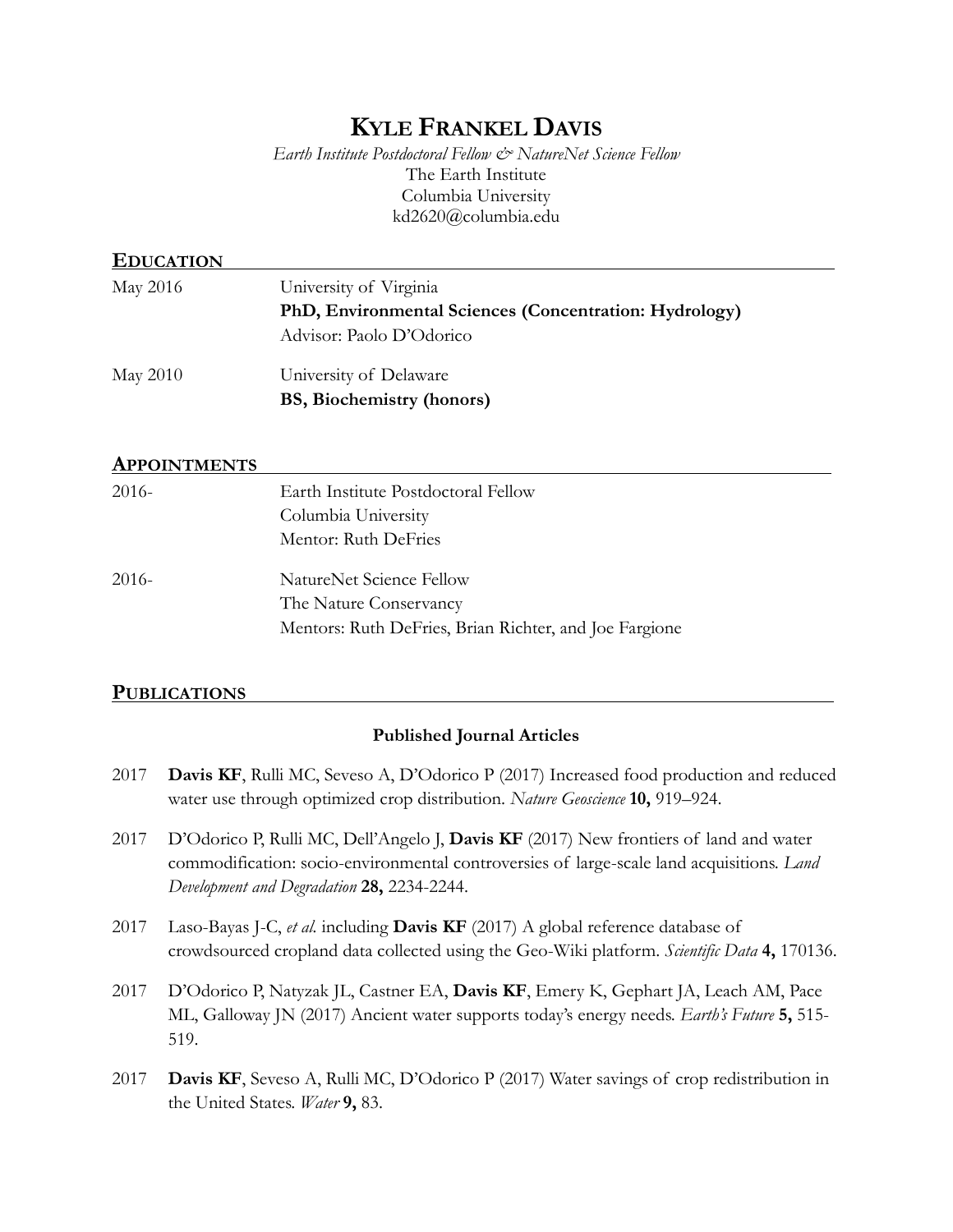# KYLE FRANKEL DAVIS

*Earth Institute Postdoctoral Fellow & NatureNet Science Fellow*
The Earth Institute
Columbia University
kd2620@columbia.edu

## EDUCATION

May 2016 — University of Virginia
**PhD, Environmental Sciences (Concentration: Hydrology)**
Advisor: Paolo D'Odorico

May 2010 — University of Delaware
**BS, Biochemistry (honors)**

## APPOINTMENTS

2016- — Earth Institute Postdoctoral Fellow
Columbia University
Mentor: Ruth DeFries

2016- — NatureNet Science Fellow
The Nature Conservancy
Mentors: Ruth DeFries, Brian Richter, and Joe Fargione

## PUBLICATIONS

### Published Journal Articles

2017 **Davis KF**, Rulli MC, Seveso A, D'Odorico P (2017) Increased food production and reduced water use through optimized crop distribution. *Nature Geoscience* **10,** 919–924.

2017 D'Odorico P, Rulli MC, Dell'Angelo J, **Davis KF** (2017) New frontiers of land and water commodification: socio-environmental controversies of large-scale land acquisitions. *Land Development and Degradation* **28,** 2234-2244.

2017 Laso-Bayas J-C, *et al.* including **Davis KF** (2017) A global reference database of crowdsourced cropland data collected using the Geo-Wiki platform. *Scientific Data* **4,** 170136.

2017 D'Odorico P, Natyzak JL, Castner EA, **Davis KF**, Emery K, Gephart JA, Leach AM, Pace ML, Galloway JN (2017) Ancient water supports today's energy needs. *Earth's Future* **5,** 515-519.

2017 **Davis KF**, Seveso A, Rulli MC, D'Odorico P (2017) Water savings of crop redistribution in the United States. *Water* **9,** 83.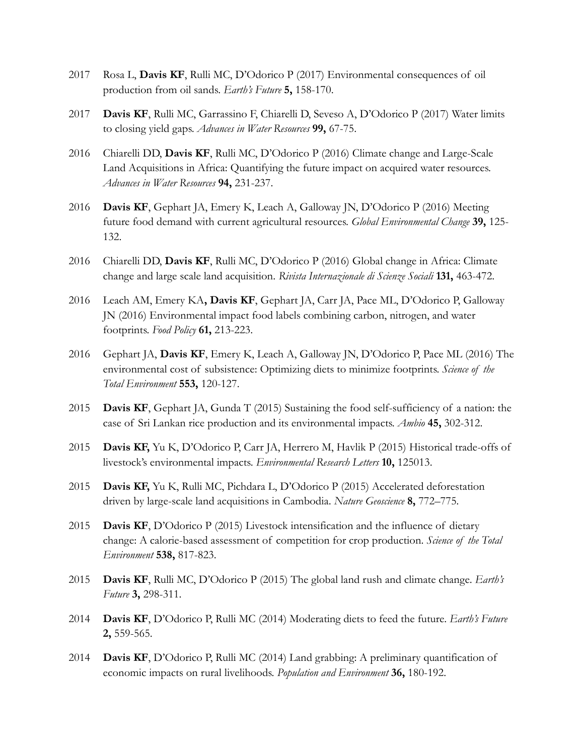2017 Rosa L, **Davis KF**, Rulli MC, D'Odorico P (2017) Environmental consequences of oil production from oil sands. *Earth's Future* **5,** 158-170.

2017 **Davis KF**, Rulli MC, Garrassino F, Chiarelli D, Seveso A, D'Odorico P (2017) Water limits to closing yield gaps. *Advances in Water Resources* **99,** 67-75.

2016 Chiarelli DD, **Davis KF**, Rulli MC, D'Odorico P (2016) Climate change and Large-Scale Land Acquisitions in Africa: Quantifying the future impact on acquired water resources. *Advances in Water Resources* **94,** 231-237.

2016 **Davis KF**, Gephart JA, Emery K, Leach A, Galloway JN, D'Odorico P (2016) Meeting future food demand with current agricultural resources. *Global Environmental Change* **39,** 125-132.

2016 Chiarelli DD, **Davis KF**, Rulli MC, D'Odorico P (2016) Global change in Africa: Climate change and large scale land acquisition. *Rivista Internazionale di Scienze Sociali* **131,** 463-472.

2016 Leach AM, Emery KA**, Davis KF**, Gephart JA, Carr JA, Pace ML, D'Odorico P, Galloway JN (2016) Environmental impact food labels combining carbon, nitrogen, and water footprints. *Food Policy* **61,** 213-223.

2016 Gephart JA, **Davis KF**, Emery K, Leach A, Galloway JN, D'Odorico P, Pace ML (2016) The environmental cost of subsistence: Optimizing diets to minimize footprints. *Science of the Total Environment* **553,** 120-127.

2015 **Davis KF**, Gephart JA, Gunda T (2015) Sustaining the food self-sufficiency of a nation: the case of Sri Lankan rice production and its environmental impacts. *Ambio* **45,** 302-312.

2015 **Davis KF,** Yu K, D'Odorico P, Carr JA, Herrero M, Havlik P (2015) Historical trade-offs of livestock's environmental impacts. *Environmental Research Letters* **10,** 125013.

2015 **Davis KF,** Yu K, Rulli MC, Pichdara L, D'Odorico P (2015) Accelerated deforestation driven by large-scale land acquisitions in Cambodia. *Nature Geoscience* **8,** 772–775.

2015 **Davis KF**, D'Odorico P (2015) Livestock intensification and the influence of dietary change: A calorie-based assessment of competition for crop production. *Science of the Total Environment* **538,** 817-823.

2015 **Davis KF**, Rulli MC, D'Odorico P (2015) The global land rush and climate change. *Earth's Future* **3,** 298-311.

2014 **Davis KF**, D'Odorico P, Rulli MC (2014) Moderating diets to feed the future. *Earth's Future* **2,** 559-565.

2014 **Davis KF**, D'Odorico P, Rulli MC (2014) Land grabbing: A preliminary quantification of economic impacts on rural livelihoods. *Population and Environment* **36,** 180-192.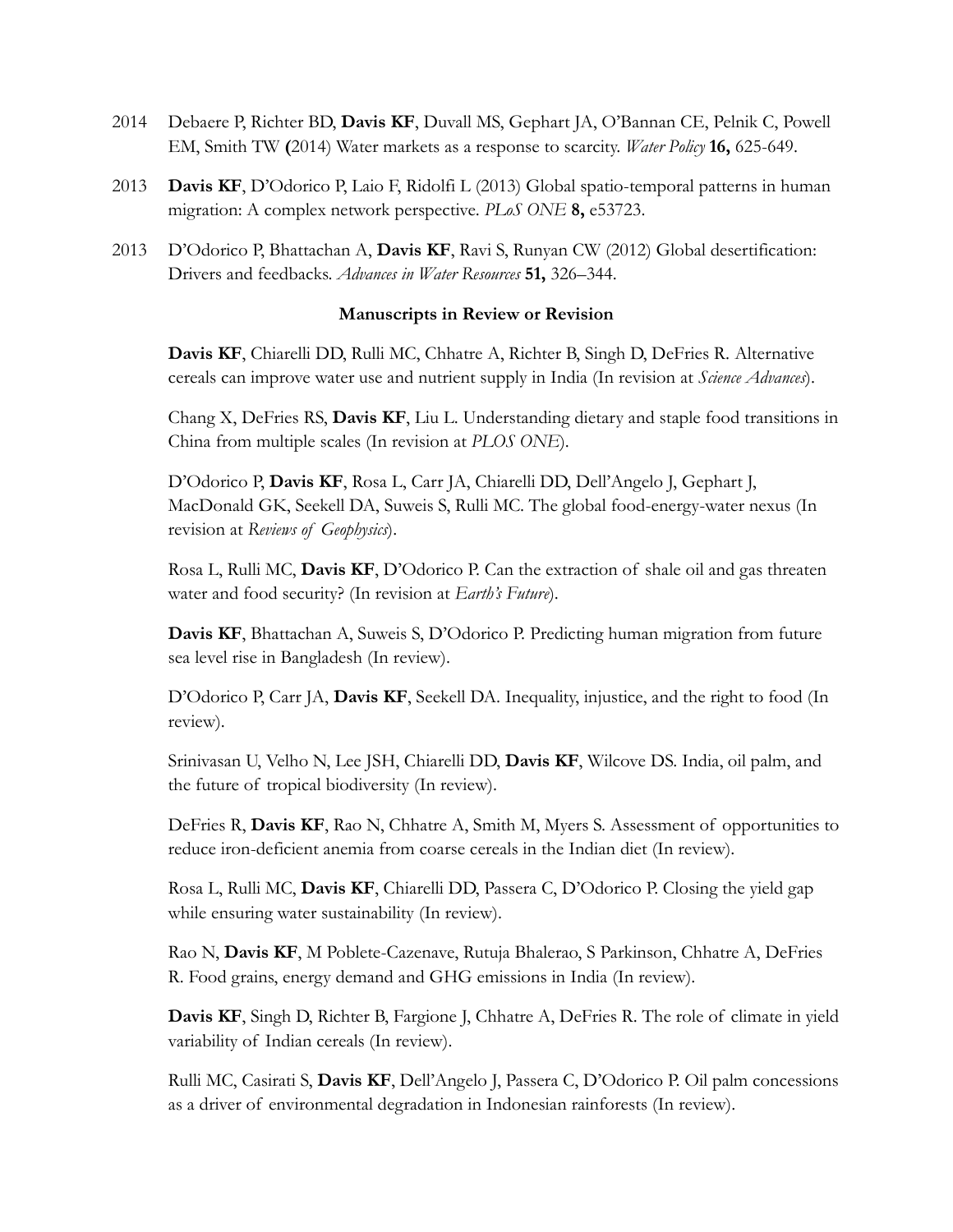2014 Debaere P, Richter BD, **Davis KF**, Duvall MS, Gephart JA, O'Bannan CE, Pelnik C, Powell EM, Smith TW **(**2014) Water markets as a response to scarcity. *Water Policy* **16,** 625-649.

2013 **Davis KF**, D'Odorico P, Laio F, Ridolfi L (2013) Global spatio-temporal patterns in human migration: A complex network perspective. *PLoS ONE* **8,** e53723.

2013 D'Odorico P, Bhattachan A, **Davis KF**, Ravi S, Runyan CW (2012) Global desertification: Drivers and feedbacks. *Advances in Water Resources* **51,** 326–344.

**Manuscripts in Review or Revision**

**Davis KF**, Chiarelli DD, Rulli MC, Chhatre A, Richter B, Singh D, DeFries R. Alternative cereals can improve water use and nutrient supply in India (In revision at *Science Advances*).

Chang X, DeFries RS, **Davis KF**, Liu L. Understanding dietary and staple food transitions in China from multiple scales (In revision at *PLOS ONE*).

D'Odorico P, **Davis KF**, Rosa L, Carr JA, Chiarelli DD, Dell'Angelo J, Gephart J, MacDonald GK, Seekell DA, Suweis S, Rulli MC. The global food-energy-water nexus (In revision at *Reviews of Geophysics*).

Rosa L, Rulli MC, **Davis KF**, D'Odorico P. Can the extraction of shale oil and gas threaten water and food security? (In revision at *Earth's Future*).

**Davis KF**, Bhattachan A, Suweis S, D'Odorico P. Predicting human migration from future sea level rise in Bangladesh (In review).

D'Odorico P, Carr JA, **Davis KF**, Seekell DA. Inequality, injustice, and the right to food (In review).

Srinivasan U, Velho N, Lee JSH, Chiarelli DD, **Davis KF**, Wilcove DS. India, oil palm, and the future of tropical biodiversity (In review).

DeFries R, **Davis KF**, Rao N, Chhatre A, Smith M, Myers S. Assessment of opportunities to reduce iron-deficient anemia from coarse cereals in the Indian diet (In review).

Rosa L, Rulli MC, **Davis KF**, Chiarelli DD, Passera C, D'Odorico P. Closing the yield gap while ensuring water sustainability (In review).

Rao N, **Davis KF**, M Poblete-Cazenave, Rutuja Bhalerao, S Parkinson, Chhatre A, DeFries R. Food grains, energy demand and GHG emissions in India (In review).

**Davis KF**, Singh D, Richter B, Fargione J, Chhatre A, DeFries R. The role of climate in yield variability of Indian cereals (In review).

Rulli MC, Casirati S, **Davis KF**, Dell'Angelo J, Passera C, D'Odorico P. Oil palm concessions as a driver of environmental degradation in Indonesian rainforests (In review).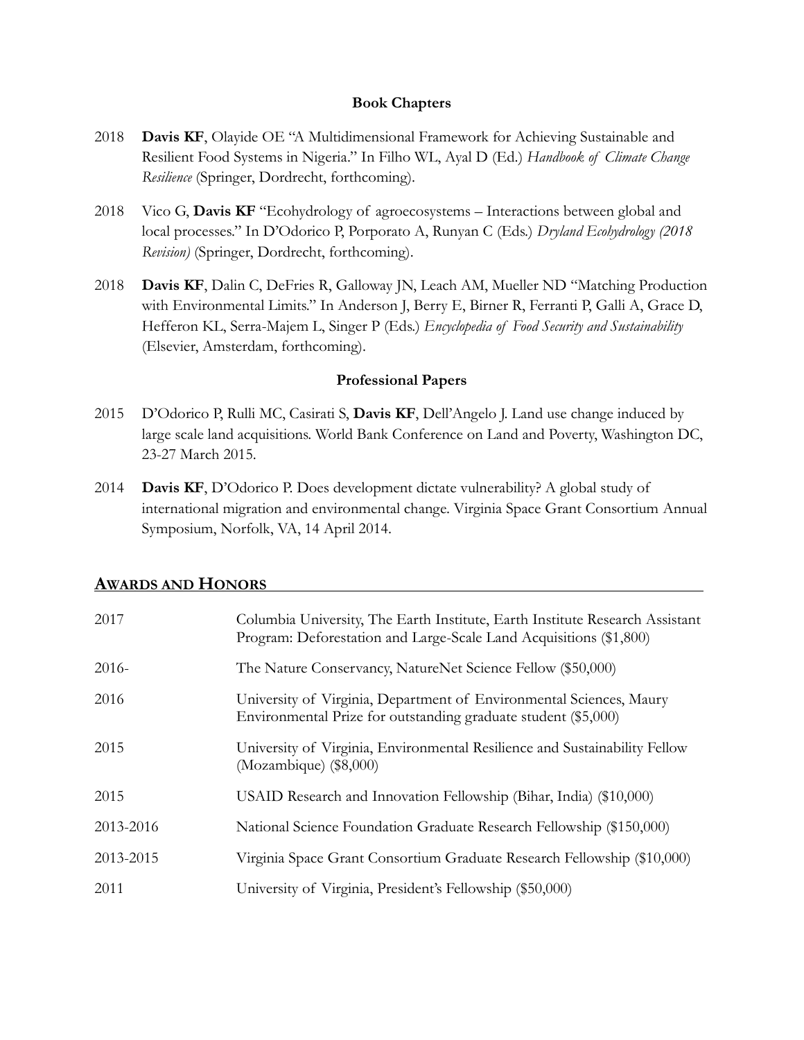### Book Chapters

2018 **Davis KF**, Olayide OE "A Multidimensional Framework for Achieving Sustainable and Resilient Food Systems in Nigeria." In Filho WL, Ayal D (Ed.) *Handbook of Climate Change Resilience* (Springer, Dordrecht, forthcoming).

2018 Vico G, **Davis KF** "Ecohydrology of agroecosystems – Interactions between global and local processes." In D'Odorico P, Porporato A, Runyan C (Eds.) *Dryland Ecohydrology (2018 Revision)* (Springer, Dordrecht, forthcoming).

2018 **Davis KF**, Dalin C, DeFries R, Galloway JN, Leach AM, Mueller ND "Matching Production with Environmental Limits." In Anderson J, Berry E, Birner R, Ferranti P, Galli A, Grace D, Hefferon KL, Serra-Majem L, Singer P (Eds.) *Encyclopedia of Food Security and Sustainability* (Elsevier, Amsterdam, forthcoming).

### Professional Papers

2015 D'Odorico P, Rulli MC, Casirati S, **Davis KF**, Dell'Angelo J. Land use change induced by large scale land acquisitions. World Bank Conference on Land and Poverty, Washington DC, 23-27 March 2015.

2014 **Davis KF**, D'Odorico P. Does development dictate vulnerability? A global study of international migration and environmental change. Virginia Space Grant Consortium Annual Symposium, Norfolk, VA, 14 April 2014.

## AWARDS AND HONORS

| | |
|---|---|
| 2017 | Columbia University, The Earth Institute, Earth Institute Research Assistant Program: Deforestation and Large-Scale Land Acquisitions ($1,800) |
| 2016- | The Nature Conservancy, NatureNet Science Fellow ($50,000) |
| 2016 | University of Virginia, Department of Environmental Sciences, Maury Environmental Prize for outstanding graduate student ($5,000) |
| 2015 | University of Virginia, Environmental Resilience and Sustainability Fellow (Mozambique) ($8,000) |
| 2015 | USAID Research and Innovation Fellowship (Bihar, India) ($10,000) |
| 2013-2016 | National Science Foundation Graduate Research Fellowship ($150,000) |
| 2013-2015 | Virginia Space Grant Consortium Graduate Research Fellowship ($10,000) |
| 2011 | University of Virginia, President's Fellowship ($50,000) |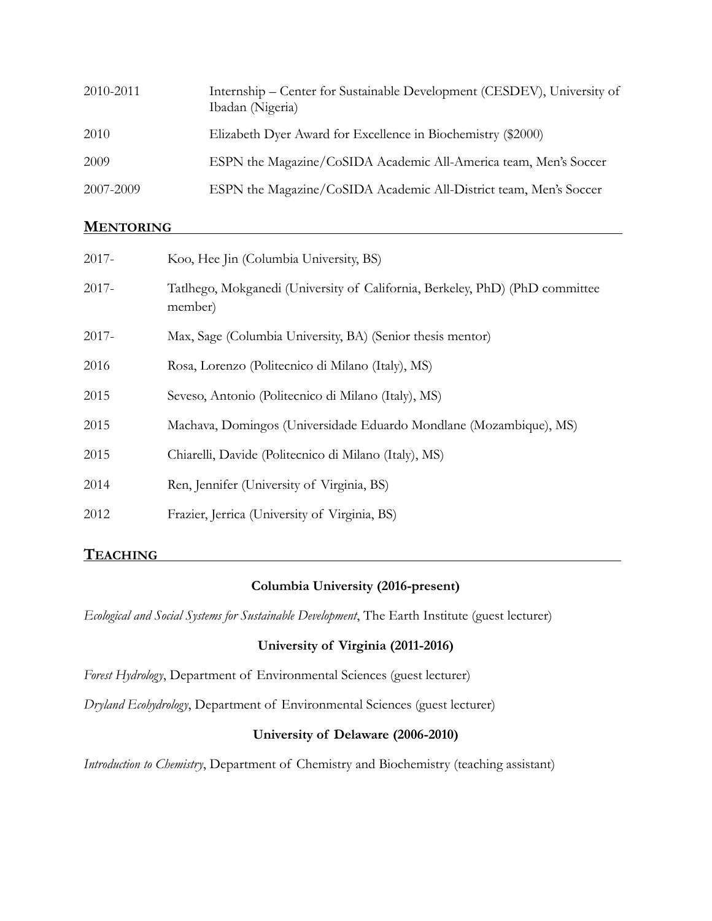| | |
|---|---|
| 2010-2011 | Internship – Center for Sustainable Development (CESDEV), University of Ibadan (Nigeria) |
| 2010 | Elizabeth Dyer Award for Excellence in Biochemistry ($2000) |
| 2009 | ESPN the Magazine/CoSIDA Academic All-America team, Men's Soccer |
| 2007-2009 | ESPN the Magazine/CoSIDA Academic All-District team, Men's Soccer |

## MENTORING

| | |
|---|---|
| 2017- | Koo, Hee Jin (Columbia University, BS) |
| 2017- | Tatlhego, Mokganedi (University of California, Berkeley, PhD) (PhD committee member) |
| 2017- | Max, Sage (Columbia University, BA) (Senior thesis mentor) |
| 2016 | Rosa, Lorenzo (Politecnico di Milano (Italy), MS) |
| 2015 | Seveso, Antonio (Politecnico di Milano (Italy), MS) |
| 2015 | Machava, Domingos (Universidade Eduardo Mondlane (Mozambique), MS) |
| 2015 | Chiarelli, Davide (Politecnico di Milano (Italy), MS) |
| 2014 | Ren, Jennifer (University of Virginia, BS) |
| 2012 | Frazier, Jerrica (University of Virginia, BS) |

## TEACHING

**Columbia University (2016-present)**

*Ecological and Social Systems for Sustainable Development*, The Earth Institute (guest lecturer)

**University of Virginia (2011-2016)**

*Forest Hydrology*, Department of Environmental Sciences (guest lecturer)

*Dryland Ecohydrology*, Department of Environmental Sciences (guest lecturer)

**University of Delaware (2006-2010)**

*Introduction to Chemistry*, Department of Chemistry and Biochemistry (teaching assistant)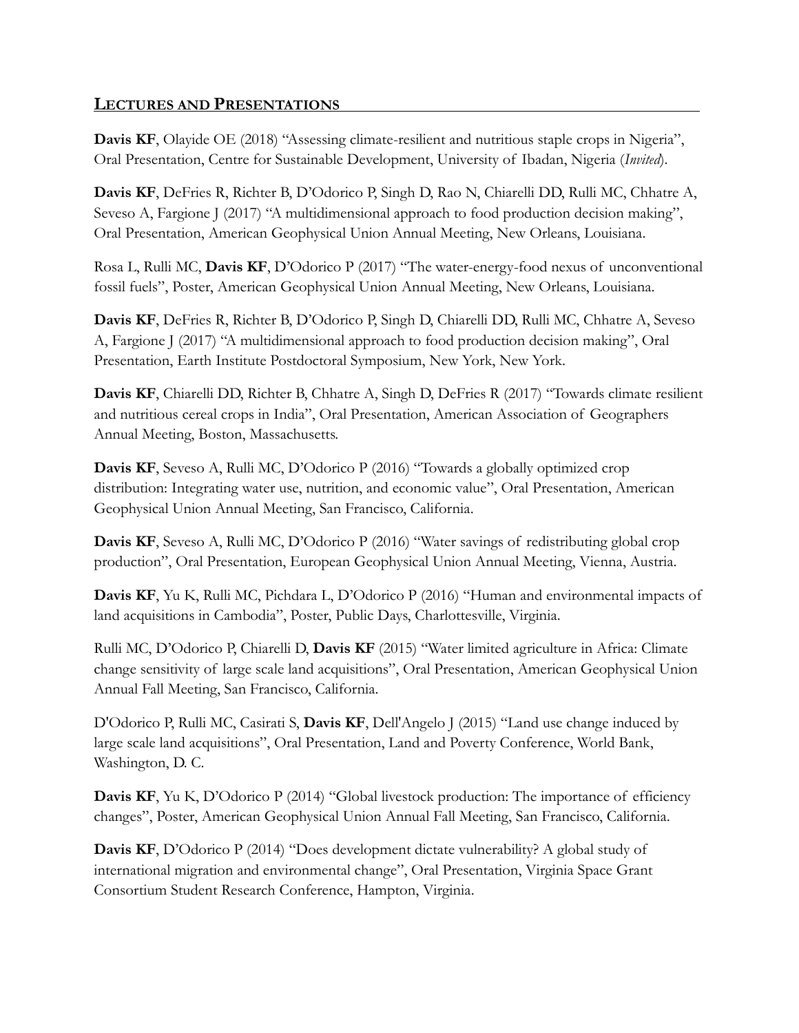## LECTURES AND PRESENTATIONS

**Davis KF**, Olayide OE (2018) "Assessing climate-resilient and nutritious staple crops in Nigeria", Oral Presentation, Centre for Sustainable Development, University of Ibadan, Nigeria (*Invited*).

**Davis KF**, DeFries R, Richter B, D'Odorico P, Singh D, Rao N, Chiarelli DD, Rulli MC, Chhatre A, Seveso A, Fargione J (2017) "A multidimensional approach to food production decision making", Oral Presentation, American Geophysical Union Annual Meeting, New Orleans, Louisiana.

Rosa L, Rulli MC, **Davis KF**, D'Odorico P (2017) "The water-energy-food nexus of unconventional fossil fuels", Poster, American Geophysical Union Annual Meeting, New Orleans, Louisiana.

**Davis KF**, DeFries R, Richter B, D'Odorico P, Singh D, Chiarelli DD, Rulli MC, Chhatre A, Seveso A, Fargione J (2017) "A multidimensional approach to food production decision making", Oral Presentation, Earth Institute Postdoctoral Symposium, New York, New York.

**Davis KF**, Chiarelli DD, Richter B, Chhatre A, Singh D, DeFries R (2017) "Towards climate resilient and nutritious cereal crops in India", Oral Presentation, American Association of Geographers Annual Meeting, Boston, Massachusetts.

**Davis KF**, Seveso A, Rulli MC, D'Odorico P (2016) "Towards a globally optimized crop distribution: Integrating water use, nutrition, and economic value", Oral Presentation, American Geophysical Union Annual Meeting, San Francisco, California.

**Davis KF**, Seveso A, Rulli MC, D'Odorico P (2016) "Water savings of redistributing global crop production", Oral Presentation, European Geophysical Union Annual Meeting, Vienna, Austria.

**Davis KF**, Yu K, Rulli MC, Pichdara L, D'Odorico P (2016) "Human and environmental impacts of land acquisitions in Cambodia", Poster, Public Days, Charlottesville, Virginia.

Rulli MC, D'Odorico P, Chiarelli D, **Davis KF** (2015) "Water limited agriculture in Africa: Climate change sensitivity of large scale land acquisitions", Oral Presentation, American Geophysical Union Annual Fall Meeting, San Francisco, California.

D'Odorico P, Rulli MC, Casirati S, **Davis KF**, Dell'Angelo J (2015) "Land use change induced by large scale land acquisitions", Oral Presentation, Land and Poverty Conference, World Bank, Washington, D. C.

**Davis KF**, Yu K, D'Odorico P (2014) "Global livestock production: The importance of efficiency changes", Poster, American Geophysical Union Annual Fall Meeting, San Francisco, California.

**Davis KF**, D'Odorico P (2014) "Does development dictate vulnerability? A global study of international migration and environmental change", Oral Presentation, Virginia Space Grant Consortium Student Research Conference, Hampton, Virginia.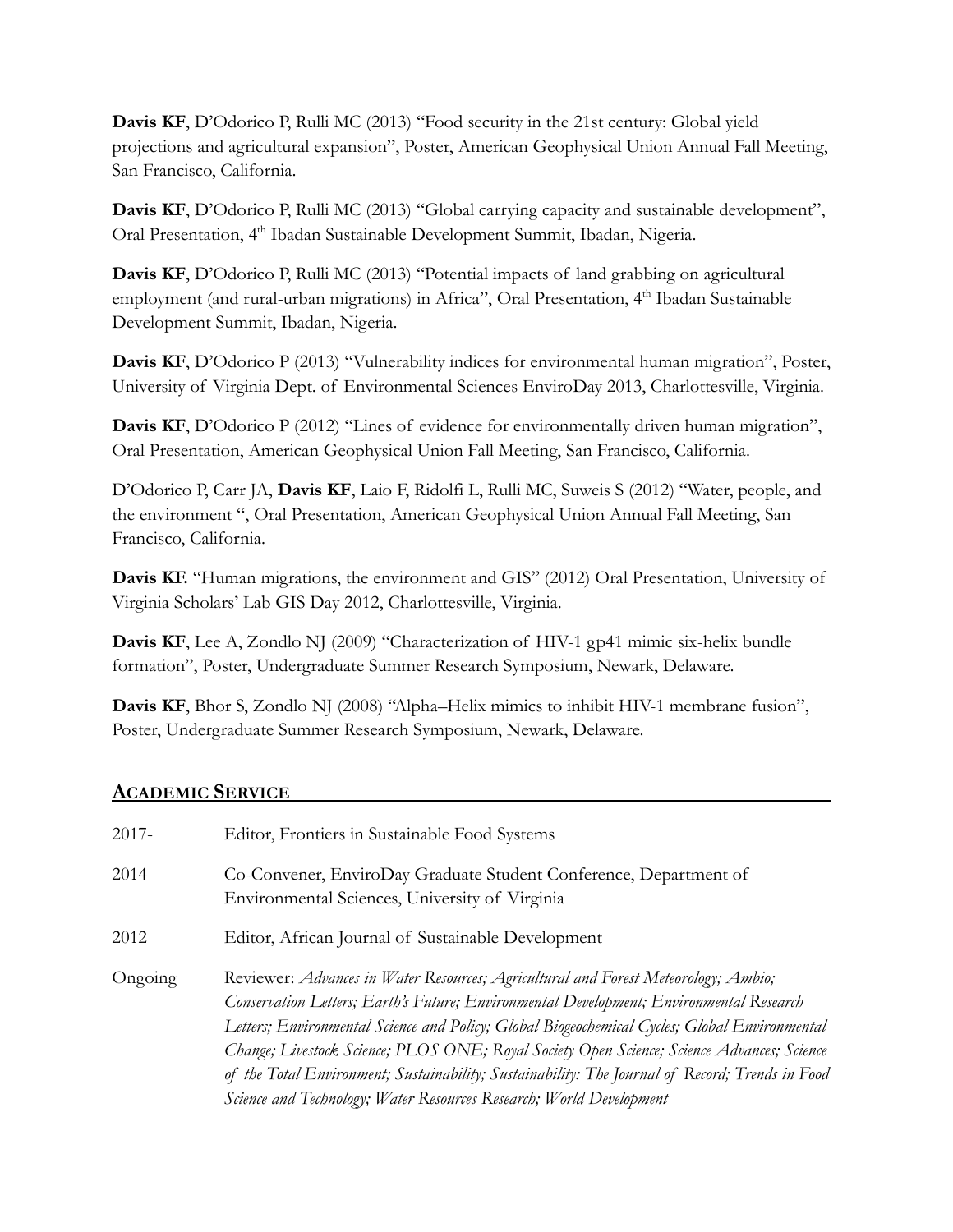**Davis KF**, D'Odorico P, Rulli MC (2013) "Food security in the 21st century: Global yield projections and agricultural expansion", Poster, American Geophysical Union Annual Fall Meeting, San Francisco, California.

**Davis KF**, D'Odorico P, Rulli MC (2013) "Global carrying capacity and sustainable development", Oral Presentation, 4th Ibadan Sustainable Development Summit, Ibadan, Nigeria.

**Davis KF**, D'Odorico P, Rulli MC (2013) "Potential impacts of land grabbing on agricultural employment (and rural-urban migrations) in Africa", Oral Presentation, 4th Ibadan Sustainable Development Summit, Ibadan, Nigeria.

**Davis KF**, D'Odorico P (2013) "Vulnerability indices for environmental human migration", Poster, University of Virginia Dept. of Environmental Sciences EnviroDay 2013, Charlottesville, Virginia.

**Davis KF**, D'Odorico P (2012) "Lines of evidence for environmentally driven human migration", Oral Presentation, American Geophysical Union Fall Meeting, San Francisco, California.

D'Odorico P, Carr JA, **Davis KF**, Laio F, Ridolfi L, Rulli MC, Suweis S (2012) "Water, people, and the environment ", Oral Presentation, American Geophysical Union Annual Fall Meeting, San Francisco, California.

**Davis KF.** "Human migrations, the environment and GIS" (2012) Oral Presentation, University of Virginia Scholars' Lab GIS Day 2012, Charlottesville, Virginia.

**Davis KF**, Lee A, Zondlo NJ (2009) "Characterization of HIV-1 gp41 mimic six-helix bundle formation", Poster, Undergraduate Summer Research Symposium, Newark, Delaware.

**Davis KF**, Bhor S, Zondlo NJ (2008) "Alpha–Helix mimics to inhibit HIV-1 membrane fusion", Poster, Undergraduate Summer Research Symposium, Newark, Delaware.

## ACADEMIC SERVICE

| | |
|---|---|
| 2017- | Editor, Frontiers in Sustainable Food Systems |
| 2014 | Co-Convener, EnviroDay Graduate Student Conference, Department of Environmental Sciences, University of Virginia |
| 2012 | Editor, African Journal of Sustainable Development |
| Ongoing | Reviewer: *Advances in Water Resources; Agricultural and Forest Meteorology; Ambio; Conservation Letters; Earth's Future; Environmental Development; Environmental Research Letters; Environmental Science and Policy; Global Biogeochemical Cycles; Global Environmental Change; Livestock Science; PLOS ONE; Royal Society Open Science; Science Advances; Science of the Total Environment; Sustainability; Sustainability: The Journal of Record; Trends in Food Science and Technology; Water Resources Research; World Development* |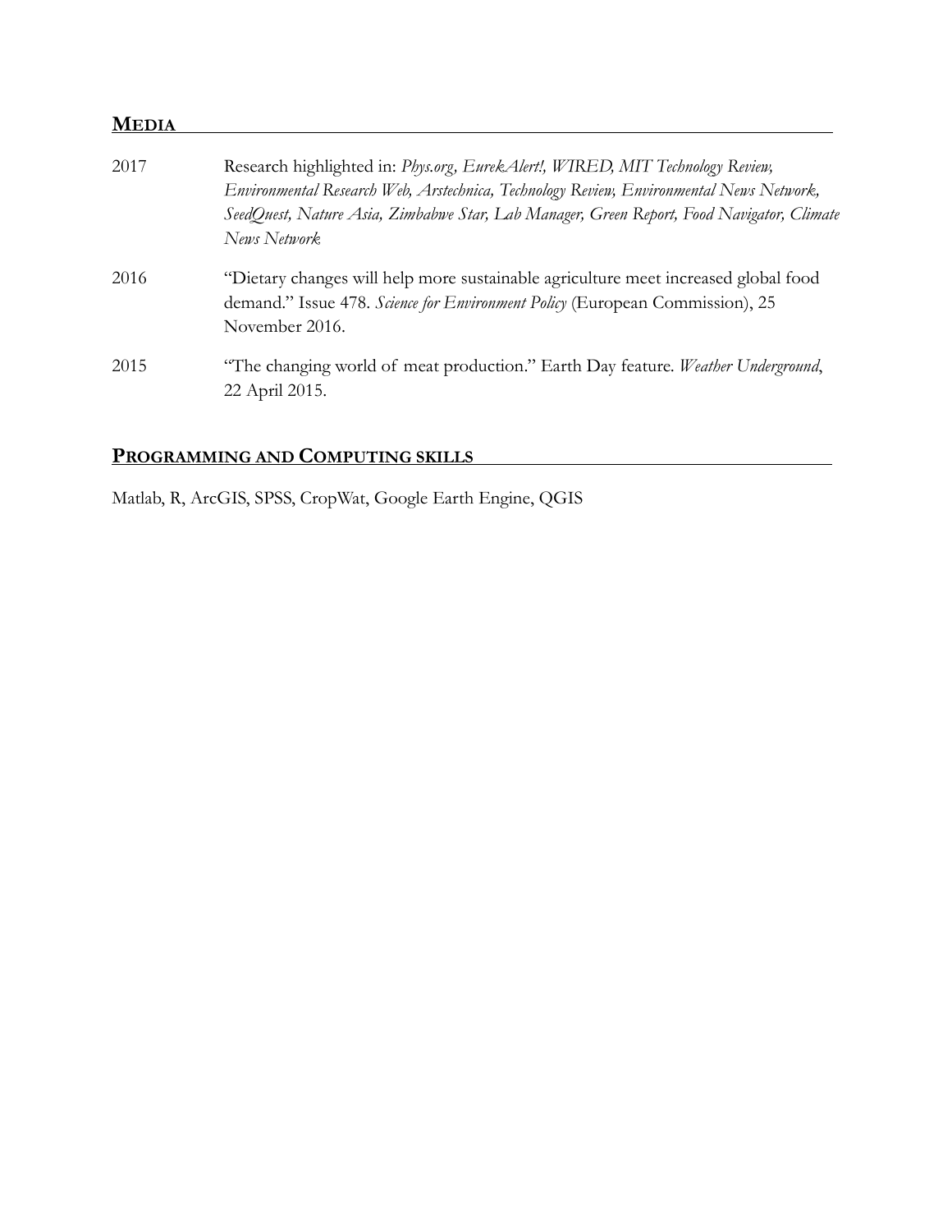## MEDIA

| | |
|---|---|
| 2017 | Research highlighted in: *Phys.org, EurekAlert!, WIRED, MIT Technology Review, Environmental Research Web, Arstechnica, Technology Review, Environmental News Network, SeedQuest, Nature Asia, Zimbabwe Star, Lab Manager, Green Report, Food Navigator, Climate News Network* |
| 2016 | "Dietary changes will help more sustainable agriculture meet increased global food demand." Issue 478. *Science for Environment Policy* (European Commission), 25 November 2016. |
| 2015 | "The changing world of meat production." Earth Day feature. *Weather Underground*, 22 April 2015. |

## PROGRAMMING AND COMPUTING SKILLS

Matlab, R, ArcGIS, SPSS, CropWat, Google Earth Engine, QGIS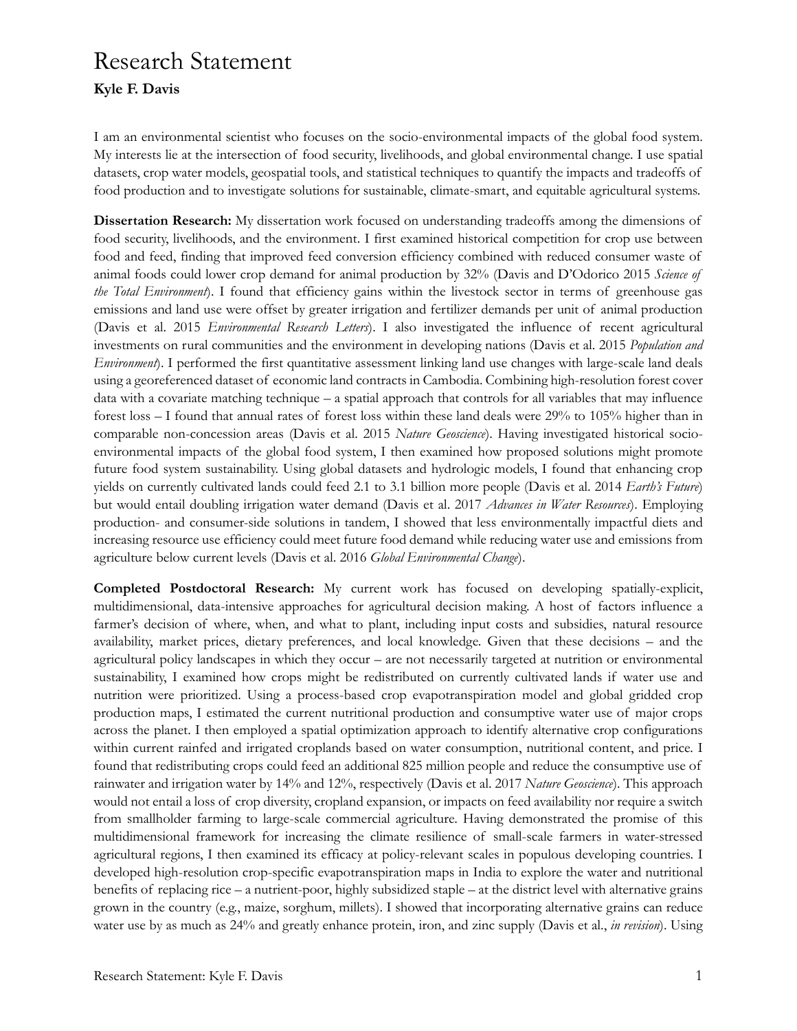# Research Statement

**Kyle F. Davis**

I am an environmental scientist who focuses on the socio-environmental impacts of the global food system. My interests lie at the intersection of food security, livelihoods, and global environmental change. I use spatial datasets, crop water models, geospatial tools, and statistical techniques to quantify the impacts and tradeoffs of food production and to investigate solutions for sustainable, climate-smart, and equitable agricultural systems.

**Dissertation Research:** My dissertation work focused on understanding tradeoffs among the dimensions of food security, livelihoods, and the environment. I first examined historical competition for crop use between food and feed, finding that improved feed conversion efficiency combined with reduced consumer waste of animal foods could lower crop demand for animal production by 32% (Davis and D'Odorico 2015 *Science of the Total Environment*). I found that efficiency gains within the livestock sector in terms of greenhouse gas emissions and land use were offset by greater irrigation and fertilizer demands per unit of animal production (Davis et al. 2015 *Environmental Research Letters*). I also investigated the influence of recent agricultural investments on rural communities and the environment in developing nations (Davis et al. 2015 *Population and Environment*). I performed the first quantitative assessment linking land use changes with large-scale land deals using a georeferenced dataset of economic land contracts in Cambodia. Combining high-resolution forest cover data with a covariate matching technique – a spatial approach that controls for all variables that may influence forest loss – I found that annual rates of forest loss within these land deals were 29% to 105% higher than in comparable non-concession areas (Davis et al. 2015 *Nature Geoscience*). Having investigated historical socio-environmental impacts of the global food system, I then examined how proposed solutions might promote future food system sustainability. Using global datasets and hydrologic models, I found that enhancing crop yields on currently cultivated lands could feed 2.1 to 3.1 billion more people (Davis et al. 2014 *Earth's Future*) but would entail doubling irrigation water demand (Davis et al. 2017 *Advances in Water Resources*). Employing production- and consumer-side solutions in tandem, I showed that less environmentally impactful diets and increasing resource use efficiency could meet future food demand while reducing water use and emissions from agriculture below current levels (Davis et al. 2016 *Global Environmental Change*).

**Completed Postdoctoral Research:** My current work has focused on developing spatially-explicit, multidimensional, data-intensive approaches for agricultural decision making. A host of factors influence a farmer's decision of where, when, and what to plant, including input costs and subsidies, natural resource availability, market prices, dietary preferences, and local knowledge. Given that these decisions – and the agricultural policy landscapes in which they occur – are not necessarily targeted at nutrition or environmental sustainability, I examined how crops might be redistributed on currently cultivated lands if water use and nutrition were prioritized. Using a process-based crop evapotranspiration model and global gridded crop production maps, I estimated the current nutritional production and consumptive water use of major crops across the planet. I then employed a spatial optimization approach to identify alternative crop configurations within current rainfed and irrigated croplands based on water consumption, nutritional content, and price. I found that redistributing crops could feed an additional 825 million people and reduce the consumptive use of rainwater and irrigation water by 14% and 12%, respectively (Davis et al. 2017 *Nature Geoscience*). This approach would not entail a loss of crop diversity, cropland expansion, or impacts on feed availability nor require a switch from smallholder farming to large-scale commercial agriculture. Having demonstrated the promise of this multidimensional framework for increasing the climate resilience of small-scale farmers in water-stressed agricultural regions, I then examined its efficacy at policy-relevant scales in populous developing countries. I developed high-resolution crop-specific evapotranspiration maps in India to explore the water and nutritional benefits of replacing rice – a nutrient-poor, highly subsidized staple – at the district level with alternative grains grown in the country (e.g., maize, sorghum, millets). I showed that incorporating alternative grains can reduce water use by as much as 24% and greatly enhance protein, iron, and zinc supply (Davis et al., *in revision*). Using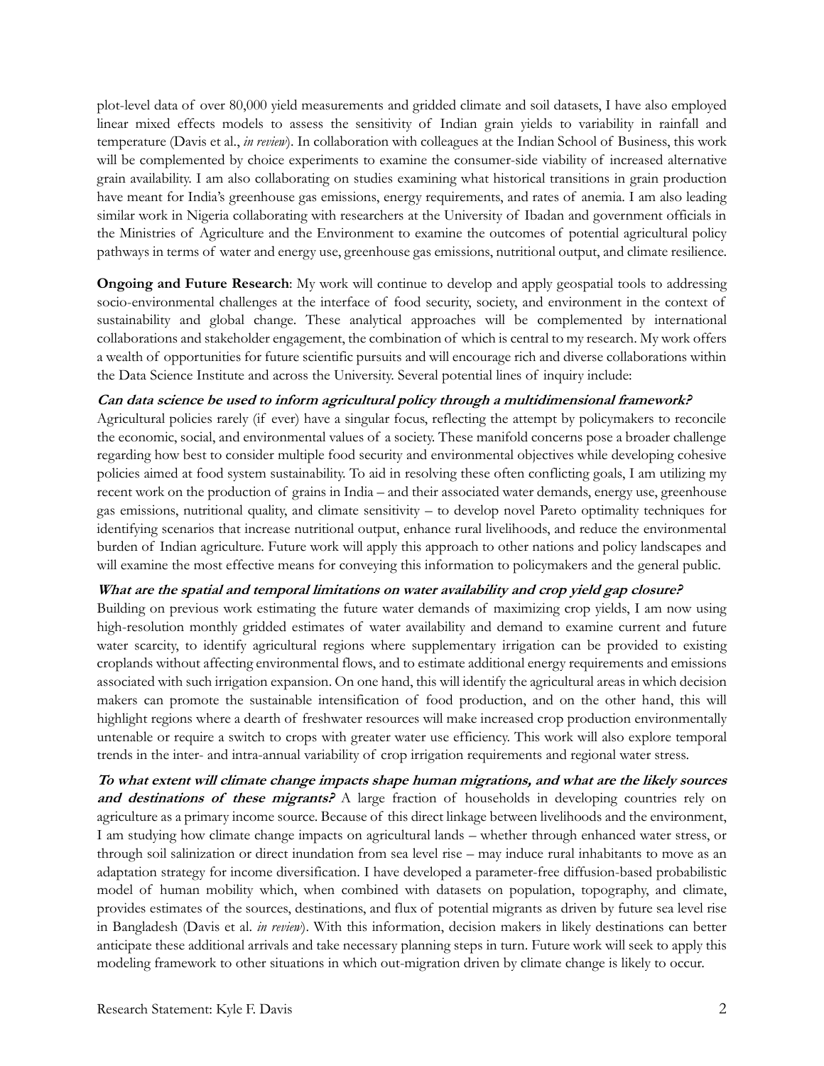plot-level data of over 80,000 yield measurements and gridded climate and soil datasets, I have also employed linear mixed effects models to assess the sensitivity of Indian grain yields to variability in rainfall and temperature (Davis et al., *in review*). In collaboration with colleagues at the Indian School of Business, this work will be complemented by choice experiments to examine the consumer-side viability of increased alternative grain availability. I am also collaborating on studies examining what historical transitions in grain production have meant for India's greenhouse gas emissions, energy requirements, and rates of anemia. I am also leading similar work in Nigeria collaborating with researchers at the University of Ibadan and government officials in the Ministries of Agriculture and the Environment to examine the outcomes of potential agricultural policy pathways in terms of water and energy use, greenhouse gas emissions, nutritional output, and climate resilience.

**Ongoing and Future Research**: My work will continue to develop and apply geospatial tools to addressing socio-environmental challenges at the interface of food security, society, and environment in the context of sustainability and global change. These analytical approaches will be complemented by international collaborations and stakeholder engagement, the combination of which is central to my research. My work offers a wealth of opportunities for future scientific pursuits and will encourage rich and diverse collaborations within the Data Science Institute and across the University. Several potential lines of inquiry include:

***Can data science be used to inform agricultural policy through a multidimensional framework?***
Agricultural policies rarely (if ever) have a singular focus, reflecting the attempt by policymakers to reconcile the economic, social, and environmental values of a society. These manifold concerns pose a broader challenge regarding how best to consider multiple food security and environmental objectives while developing cohesive policies aimed at food system sustainability. To aid in resolving these often conflicting goals, I am utilizing my recent work on the production of grains in India – and their associated water demands, energy use, greenhouse gas emissions, nutritional quality, and climate sensitivity – to develop novel Pareto optimality techniques for identifying scenarios that increase nutritional output, enhance rural livelihoods, and reduce the environmental burden of Indian agriculture. Future work will apply this approach to other nations and policy landscapes and will examine the most effective means for conveying this information to policymakers and the general public.

***What are the spatial and temporal limitations on water availability and crop yield gap closure?***
Building on previous work estimating the future water demands of maximizing crop yields, I am now using high-resolution monthly gridded estimates of water availability and demand to examine current and future water scarcity, to identify agricultural regions where supplementary irrigation can be provided to existing croplands without affecting environmental flows, and to estimate additional energy requirements and emissions associated with such irrigation expansion. On one hand, this will identify the agricultural areas in which decision makers can promote the sustainable intensification of food production, and on the other hand, this will highlight regions where a dearth of freshwater resources will make increased crop production environmentally untenable or require a switch to crops with greater water use efficiency. This work will also explore temporal trends in the inter- and intra-annual variability of crop irrigation requirements and regional water stress.

***To what extent will climate change impacts shape human migrations, and what are the likely sources and destinations of these migrants?*** A large fraction of households in developing countries rely on agriculture as a primary income source. Because of this direct linkage between livelihoods and the environment, I am studying how climate change impacts on agricultural lands – whether through enhanced water stress, or through soil salinization or direct inundation from sea level rise – may induce rural inhabitants to move as an adaptation strategy for income diversification. I have developed a parameter-free diffusion-based probabilistic model of human mobility which, when combined with datasets on population, topography, and climate, provides estimates of the sources, destinations, and flux of potential migrants as driven by future sea level rise in Bangladesh (Davis et al. *in review*). With this information, decision makers in likely destinations can better anticipate these additional arrivals and take necessary planning steps in turn. Future work will seek to apply this modeling framework to other situations in which out-migration driven by climate change is likely to occur.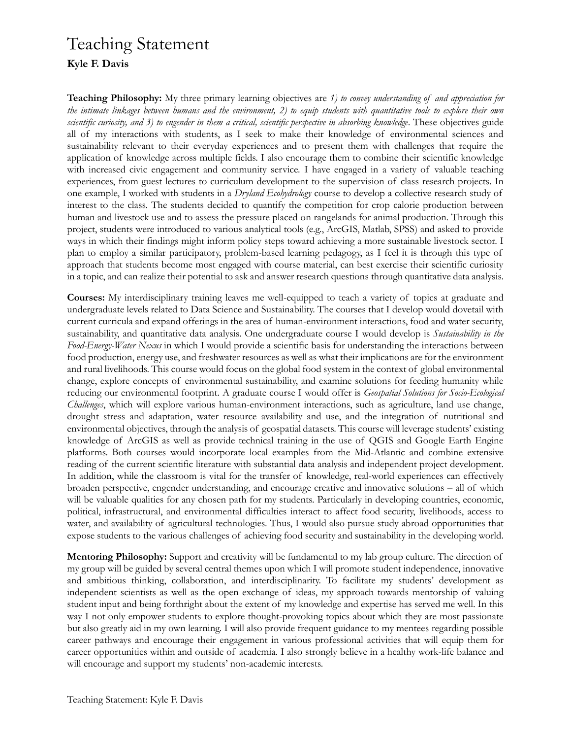# Teaching Statement

**Kyle F. Davis**

**Teaching Philosophy:** My three primary learning objectives are *1) to convey understanding of and appreciation for the intimate linkages between humans and the environment, 2) to equip students with quantitative tools to explore their own scientific curiosity, and 3) to engender in them a critical, scientific perspective in absorbing knowledge*. These objectives guide all of my interactions with students, as I seek to make their knowledge of environmental sciences and sustainability relevant to their everyday experiences and to present them with challenges that require the application of knowledge across multiple fields. I also encourage them to combine their scientific knowledge with increased civic engagement and community service. I have engaged in a variety of valuable teaching experiences, from guest lectures to curriculum development to the supervision of class research projects. In one example, I worked with students in a *Dryland Ecohydrology* course to develop a collective research study of interest to the class. The students decided to quantify the competition for crop calorie production between human and livestock use and to assess the pressure placed on rangelands for animal production. Through this project, students were introduced to various analytical tools (e.g., ArcGIS, Matlab, SPSS) and asked to provide ways in which their findings might inform policy steps toward achieving a more sustainable livestock sector. I plan to employ a similar participatory, problem-based learning pedagogy, as I feel it is through this type of approach that students become most engaged with course material, can best exercise their scientific curiosity in a topic, and can realize their potential to ask and answer research questions through quantitative data analysis.

**Courses:** My interdisciplinary training leaves me well-equipped to teach a variety of topics at graduate and undergraduate levels related to Data Science and Sustainability. The courses that I develop would dovetail with current curricula and expand offerings in the area of human-environment interactions, food and water security, sustainability, and quantitative data analysis. One undergraduate course I would develop is *Sustainability in the Food-Energy-Water Nexus* in which I would provide a scientific basis for understanding the interactions between food production, energy use, and freshwater resources as well as what their implications are for the environment and rural livelihoods. This course would focus on the global food system in the context of global environmental change, explore concepts of environmental sustainability, and examine solutions for feeding humanity while reducing our environmental footprint. A graduate course I would offer is *Geospatial Solutions for Socio-Ecological Challenges*, which will explore various human-environment interactions, such as agriculture, land use change, drought stress and adaptation, water resource availability and use, and the integration of nutritional and environmental objectives, through the analysis of geospatial datasets. This course will leverage students' existing knowledge of ArcGIS as well as provide technical training in the use of QGIS and Google Earth Engine platforms. Both courses would incorporate local examples from the Mid-Atlantic and combine extensive reading of the current scientific literature with substantial data analysis and independent project development. In addition, while the classroom is vital for the transfer of knowledge, real-world experiences can effectively broaden perspective, engender understanding, and encourage creative and innovative solutions – all of which will be valuable qualities for any chosen path for my students. Particularly in developing countries, economic, political, infrastructural, and environmental difficulties interact to affect food security, livelihoods, access to water, and availability of agricultural technologies. Thus, I would also pursue study abroad opportunities that expose students to the various challenges of achieving food security and sustainability in the developing world.

**Mentoring Philosophy:** Support and creativity will be fundamental to my lab group culture. The direction of my group will be guided by several central themes upon which I will promote student independence, innovative and ambitious thinking, collaboration, and interdisciplinarity. To facilitate my students' development as independent scientists as well as the open exchange of ideas, my approach towards mentorship of valuing student input and being forthright about the extent of my knowledge and expertise has served me well. In this way I not only empower students to explore thought-provoking topics about which they are most passionate but also greatly aid in my own learning. I will also provide frequent guidance to my mentees regarding possible career pathways and encourage their engagement in various professional activities that will equip them for career opportunities within and outside of academia. I also strongly believe in a healthy work-life balance and will encourage and support my students' non-academic interests.